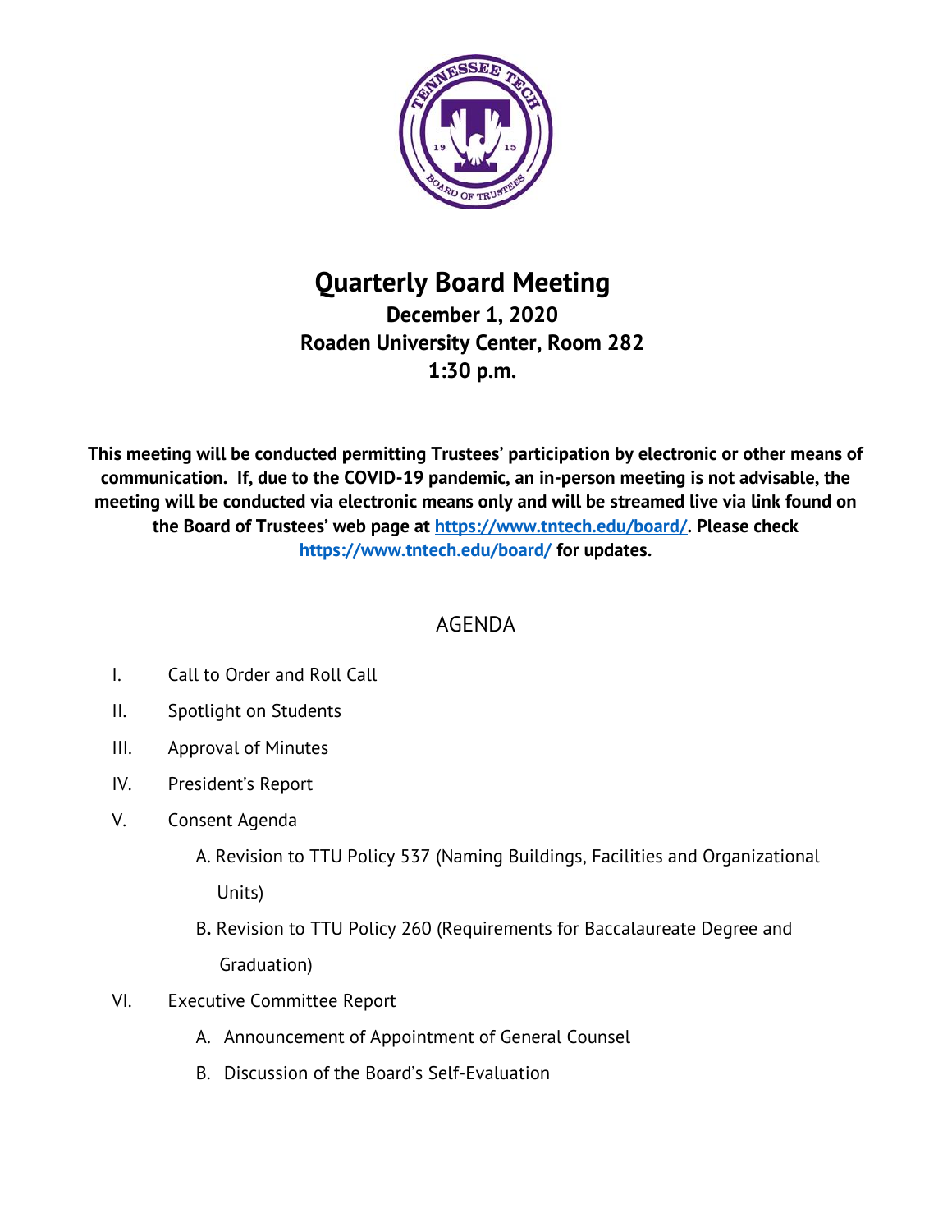# Quarterly Board Meeting

## December 1, 2020
## Roaden University Center, Room 282
## 1:30 p.m.

**This meeting will be conducted permitting Trustees' participation by electronic or other means of communication. If, due to the COVID-19 pandemic, an in-person meeting is not advisable, the meeting will be conducted via electronic means only and will be streamed live via link found on the Board of Trustees' web page at https://www.tntech.edu/board/. Please check https://www.tntech.edu/board/ for updates.**

## AGENDA

I. Call to Order and Roll Call

II. Spotlight on Students

III. Approval of Minutes

IV. President's Report

V. Consent Agenda

- A. Revision to TTU Policy 537 (Naming Buildings, Facilities and Organizational Units)
- B. Revision to TTU Policy 260 (Requirements for Baccalaureate Degree and Graduation)

VI. Executive Committee Report

- A. Announcement of Appointment of General Counsel
- B. Discussion of the Board's Self-Evaluation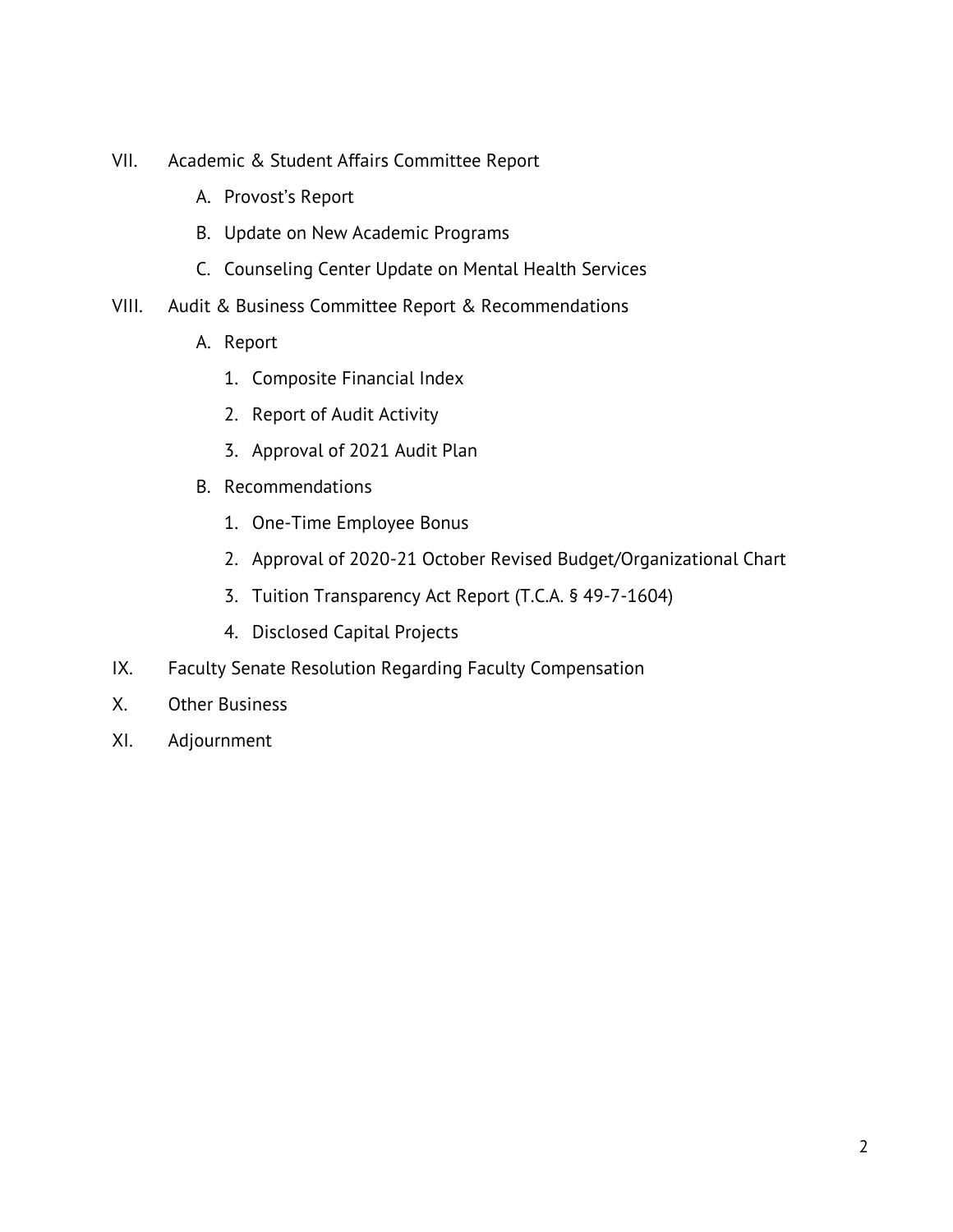VII. Academic & Student Affairs Committee Report

   A. Provost's Report

   B. Update on New Academic Programs

   C. Counseling Center Update on Mental Health Services

VIII. Audit & Business Committee Report & Recommendations

   A. Report

      1. Composite Financial Index

      2. Report of Audit Activity

      3. Approval of 2021 Audit Plan

   B. Recommendations

      1. One-Time Employee Bonus

      2. Approval of 2020-21 October Revised Budget/Organizational Chart

      3. Tuition Transparency Act Report (T.C.A. § 49-7-1604)

      4. Disclosed Capital Projects

IX. Faculty Senate Resolution Regarding Faculty Compensation

X. Other Business

XI. Adjournment